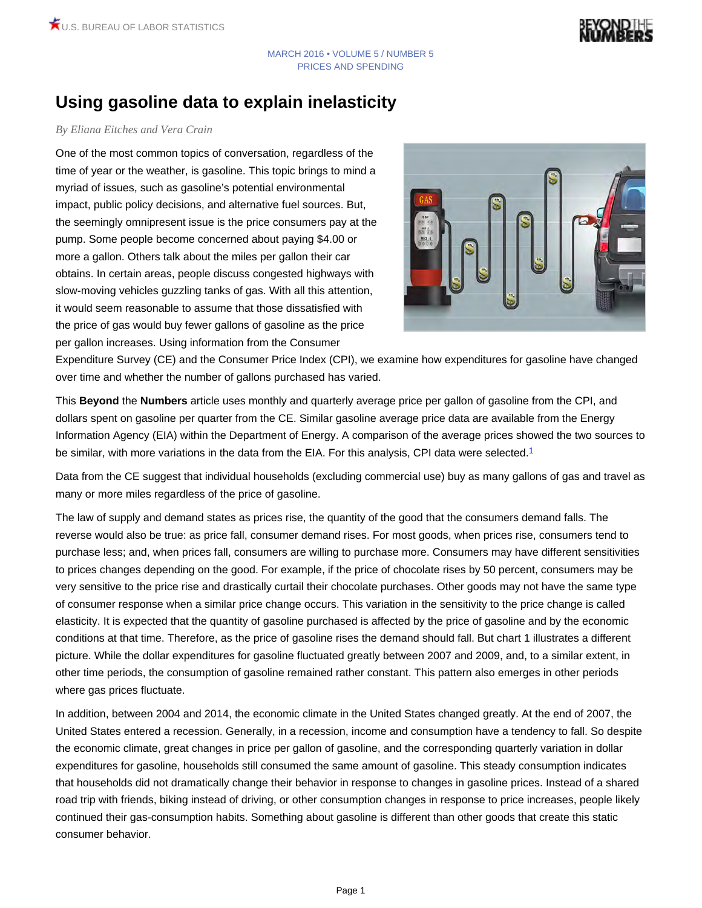MARCH 2016 • VOLUME 5 / NUMBER 5
PRICES AND SPENDING

# Using gasoline data to explain inelasticity

*By Eliana Eitches and Vera Crain*

One of the most common topics of conversation, regardless of the time of year or the weather, is gasoline. This topic brings to mind a myriad of issues, such as gasoline's potential environmental impact, public policy decisions, and alternative fuel sources. But, the seemingly omnipresent issue is the price consumers pay at the pump. Some people become concerned about paying $4.00 or more a gallon. Others talk about the miles per gallon their car obtains. In certain areas, people discuss congested highways with slow-moving vehicles guzzling tanks of gas. With all this attention, it would seem reasonable to assume that those dissatisfied with the price of gas would buy fewer gallons of gasoline as the price per gallon increases. Using information from the Consumer Expenditure Survey (CE) and the Consumer Price Index (CPI), we examine how expenditures for gasoline have changed over time and whether the number of gallons purchased has varied.

This **Beyond** the **Numbers** article uses monthly and quarterly average price per gallon of gasoline from the CPI, and dollars spent on gasoline per quarter from the CE. Similar gasoline average price data are available from the Energy Information Agency (EIA) within the Department of Energy. A comparison of the average prices showed the two sources to be similar, with more variations in the data from the EIA. For this analysis, CPI data were selected.[1]

Data from the CE suggest that individual households (excluding commercial use) buy as many gallons of gas and travel as many or more miles regardless of the price of gasoline.

The law of supply and demand states as prices rise, the quantity of the good that the consumers demand falls. The reverse would also be true: as price fall, consumer demand rises. For most goods, when prices rise, consumers tend to purchase less; and, when prices fall, consumers are willing to purchase more. Consumers may have different sensitivities to prices changes depending on the good. For example, if the price of chocolate rises by 50 percent, consumers may be very sensitive to the price rise and drastically curtail their chocolate purchases. Other goods may not have the same type of consumer response when a similar price change occurs. This variation in the sensitivity to the price change is called elasticity. It is expected that the quantity of gasoline purchased is affected by the price of gasoline and by the economic conditions at that time. Therefore, as the price of gasoline rises the demand should fall. But chart 1 illustrates a different picture. While the dollar expenditures for gasoline fluctuated greatly between 2007 and 2009, and, to a similar extent, in other time periods, the consumption of gasoline remained rather constant. This pattern also emerges in other periods where gas prices fluctuate.

In addition, between 2004 and 2014, the economic climate in the United States changed greatly. At the end of 2007, the United States entered a recession. Generally, in a recession, income and consumption have a tendency to fall. So despite the economic climate, great changes in price per gallon of gasoline, and the corresponding quarterly variation in dollar expenditures for gasoline, households still consumed the same amount of gasoline. This steady consumption indicates that households did not dramatically change their behavior in response to changes in gasoline prices. Instead of a shared road trip with friends, biking instead of driving, or other consumption changes in response to price increases, people likely continued their gas-consumption habits. Something about gasoline is different than other goods that create this static consumer behavior.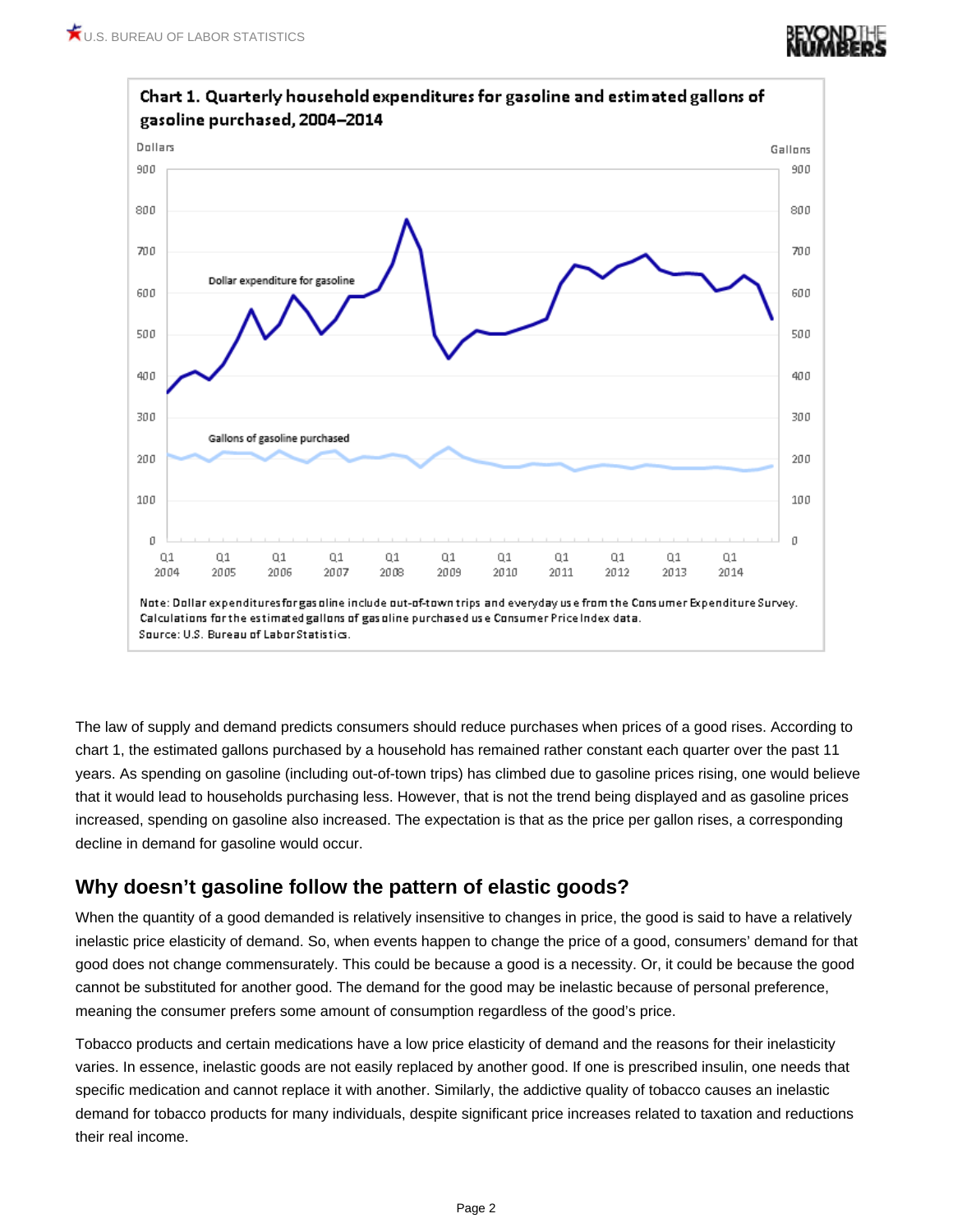**Chart 1. Quarterly household expenditures for gasoline and estimated gallons of gasoline purchased, 2004–2014**

Note: Dollar expenditures for gasoline include out-of-town trips and everyday use from the Consumer Expenditure Survey. Calculations for the estimated gallons of gasoline purchased use Consumer Price Index data.
Source: U.S. Bureau of Labor Statistics.

The law of supply and demand predicts consumers should reduce purchases when prices of a good rises. According to chart 1, the estimated gallons purchased by a household has remained rather constant each quarter over the past 11 years. As spending on gasoline (including out-of-town trips) has climbed due to gasoline prices rising, one would believe that it would lead to households purchasing less. However, that is not the trend being displayed and as gasoline prices increased, spending on gasoline also increased. The expectation is that as the price per gallon rises, a corresponding decline in demand for gasoline would occur.

## Why doesn't gasoline follow the pattern of elastic goods?

When the quantity of a good demanded is relatively insensitive to changes in price, the good is said to have a relatively inelastic price elasticity of demand. So, when events happen to change the price of a good, consumers' demand for that good does not change commensurately. This could be because a good is a necessity. Or, it could be because the good cannot be substituted for another good. The demand for the good may be inelastic because of personal preference, meaning the consumer prefers some amount of consumption regardless of the good's price.

Tobacco products and certain medications have a low price elasticity of demand and the reasons for their inelasticity varies. In essence, inelastic goods are not easily replaced by another good. If one is prescribed insulin, one needs that specific medication and cannot replace it with another. Similarly, the addictive quality of tobacco causes an inelastic demand for tobacco products for many individuals, despite significant price increases related to taxation and reductions their real income.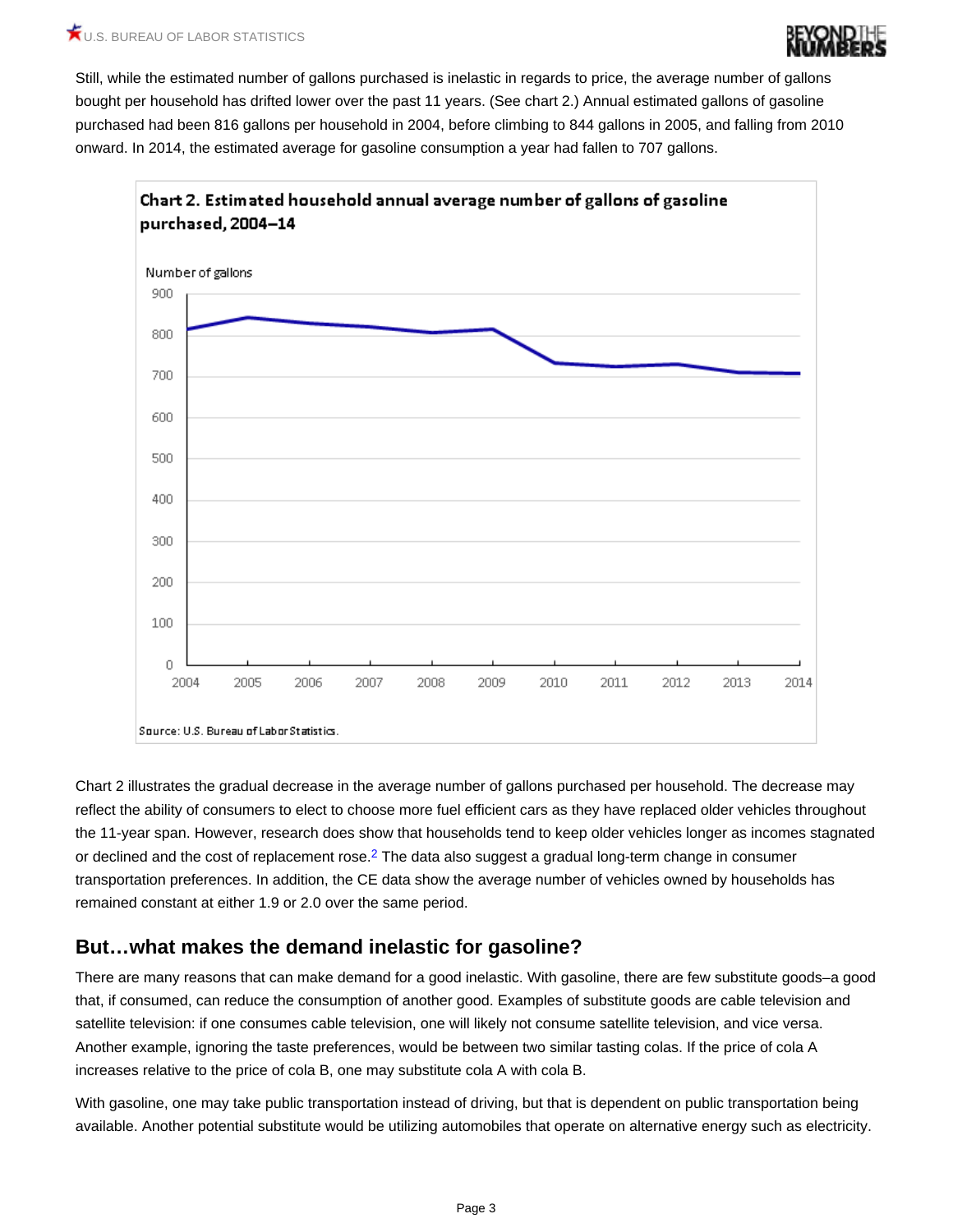Still, while the estimated number of gallons purchased is inelastic in regards to price, the average number of gallons bought per household has drifted lower over the past 11 years. (See chart 2.) Annual estimated gallons of gasoline purchased had been 816 gallons per household in 2004, before climbing to 844 gallons in 2005, and falling from 2010 onward. In 2014, the estimated average for gasoline consumption a year had fallen to 707 gallons.

**Chart 2. Estimated household annual average number of gallons of gasoline purchased, 2004–14**

Source: U.S. Bureau of Labor Statistics.

Chart 2 illustrates the gradual decrease in the average number of gallons purchased per household. The decrease may reflect the ability of consumers to elect to choose more fuel efficient cars as they have replaced older vehicles throughout the 11-year span. However, research does show that households tend to keep older vehicles longer as incomes stagnated or declined and the cost of replacement rose.[2] The data also suggest a gradual long-term change in consumer transportation preferences. In addition, the CE data show the average number of vehicles owned by households has remained constant at either 1.9 or 2.0 over the same period.

## But…what makes the demand inelastic for gasoline?

There are many reasons that can make demand for a good inelastic. With gasoline, there are few substitute goods–a good that, if consumed, can reduce the consumption of another good. Examples of substitute goods are cable television and satellite television: if one consumes cable television, one will likely not consume satellite television, and vice versa. Another example, ignoring the taste preferences, would be between two similar tasting colas. If the price of cola A increases relative to the price of cola B, one may substitute cola A with cola B.

With gasoline, one may take public transportation instead of driving, but that is dependent on public transportation being available. Another potential substitute would be utilizing automobiles that operate on alternative energy such as electricity.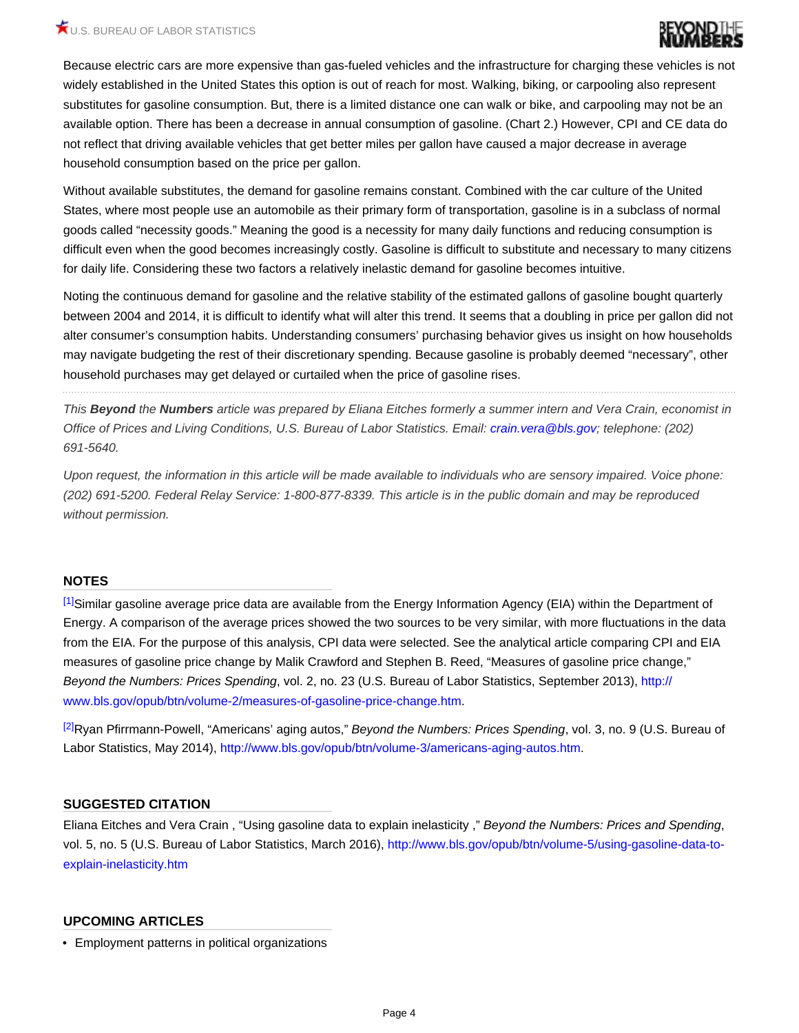Because electric cars are more expensive than gas-fueled vehicles and the infrastructure for charging these vehicles is not widely established in the United States this option is out of reach for most. Walking, biking, or carpooling also represent substitutes for gasoline consumption. But, there is a limited distance one can walk or bike, and carpooling may not be an available option. There has been a decrease in annual consumption of gasoline. (Chart 2.) However, CPI and CE data do not reflect that driving available vehicles that get better miles per gallon have caused a major decrease in average household consumption based on the price per gallon.

Without available substitutes, the demand for gasoline remains constant. Combined with the car culture of the United States, where most people use an automobile as their primary form of transportation, gasoline is in a subclass of normal goods called "necessity goods." Meaning the good is a necessity for many daily functions and reducing consumption is difficult even when the good becomes increasingly costly. Gasoline is difficult to substitute and necessary to many citizens for daily life. Considering these two factors a relatively inelastic demand for gasoline becomes intuitive.

Noting the continuous demand for gasoline and the relative stability of the estimated gallons of gasoline bought quarterly between 2004 and 2014, it is difficult to identify what will alter this trend. It seems that a doubling in price per gallon did not alter consumer's consumption habits. Understanding consumers' purchasing behavior gives us insight on how households may navigate budgeting the rest of their discretionary spending. Because gasoline is probably deemed "necessary", other household purchases may get delayed or curtailed when the price of gasoline rises.

---

*This* ***Beyond*** *the* ***Numbers*** *article was prepared by Eliana Eitches formerly a summer intern and Vera Crain, economist in Office of Prices and Living Conditions, U.S. Bureau of Labor Statistics. Email: crain.vera@bls.gov; telephone: (202) 691-5640.*

*Upon request, the information in this article will be made available to individuals who are sensory impaired. Voice phone: (202) 691-5200. Federal Relay Service: 1-800-877-8339. This article is in the public domain and may be reproduced without permission.*

## NOTES

[1] Similar gasoline average price data are available from the Energy Information Agency (EIA) within the Department of Energy. A comparison of the average prices showed the two sources to be very similar, with more fluctuations in the data from the EIA. For the purpose of this analysis, CPI data were selected. See the analytical article comparing CPI and EIA measures of gasoline price change by Malik Crawford and Stephen B. Reed, "Measures of gasoline price change," *Beyond the Numbers: Prices Spending*, vol. 2, no. 23 (U.S. Bureau of Labor Statistics, September 2013), http://www.bls.gov/opub/btn/volume-2/measures-of-gasoline-price-change.htm.

[2] Ryan Pfirrmann-Powell, "Americans' aging autos," *Beyond the Numbers: Prices Spending*, vol. 3, no. 9 (U.S. Bureau of Labor Statistics, May 2014), http://www.bls.gov/opub/btn/volume-3/americans-aging-autos.htm.

## SUGGESTED CITATION

Eliana Eitches and Vera Crain , "Using gasoline data to explain inelasticity ," *Beyond the Numbers: Prices and Spending*, vol. 5, no. 5 (U.S. Bureau of Labor Statistics, March 2016), http://www.bls.gov/opub/btn/volume-5/using-gasoline-data-to-explain-inelasticity.htm

## UPCOMING ARTICLES

- Employment patterns in political organizations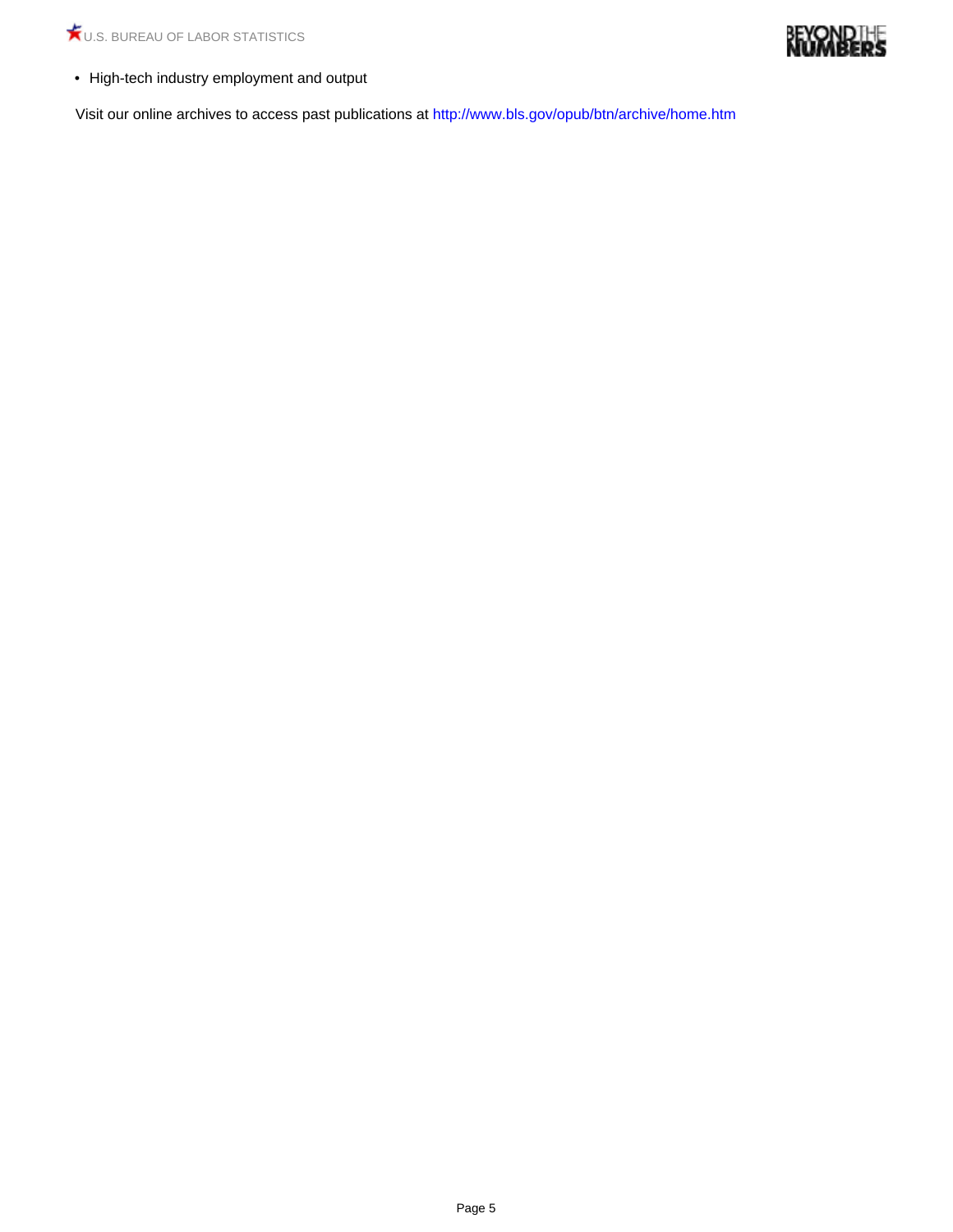- High-tech industry employment and output

Visit our online archives to access past publications at http://www.bls.gov/opub/btn/archive/home.htm